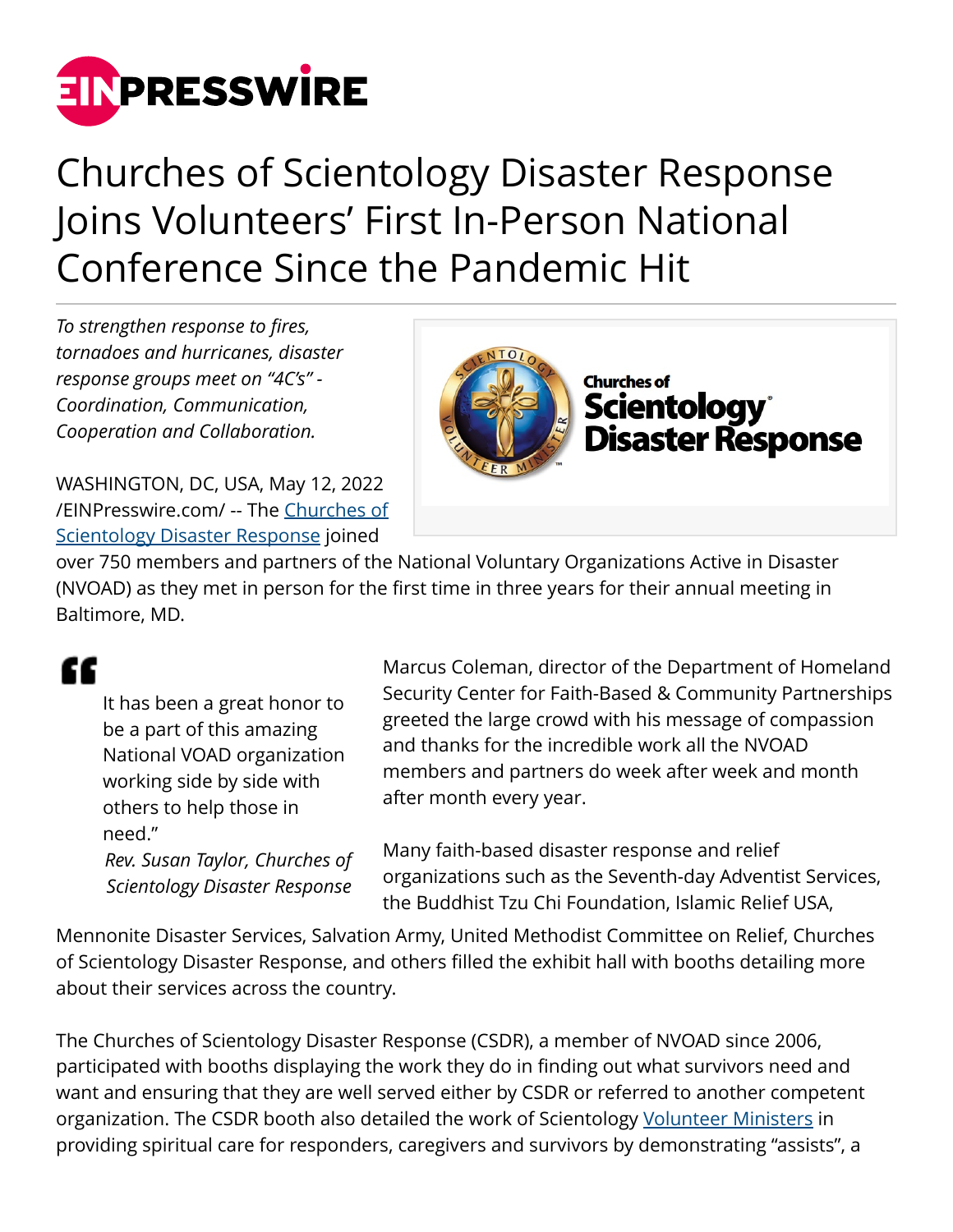# Churches of Scientology Disaster Response Joins Volunteers' First In-Person National Conference Since the Pandemic Hit

*To strengthen response to fires, tornadoes and hurricanes, disaster response groups meet on "4C's" - Coordination, Communication, Cooperation and Collaboration.*

WASHINGTON, DC, USA, May 12, 2022 /EINPresswire.com/ -- The Churches of Scientology Disaster Response joined over 750 members and partners of the National Voluntary Organizations Active in Disaster (NVOAD) as they met in person for the first time in three years for their annual meeting in Baltimore, MD.

> It has been a great honor to be a part of this amazing National VOAD organization working side by side with others to help those in need."
>
> *Rev. Susan Taylor, Churches of Scientology Disaster Response*

Marcus Coleman, director of the Department of Homeland Security Center for Faith-Based & Community Partnerships greeted the large crowd with his message of compassion and thanks for the incredible work all the NVOAD members and partners do week after week and month after month every year.

Many faith-based disaster response and relief organizations such as the Seventh-day Adventist Services, the Buddhist Tzu Chi Foundation, Islamic Relief USA, Mennonite Disaster Services, Salvation Army, United Methodist Committee on Relief, Churches of Scientology Disaster Response, and others filled the exhibit hall with booths detailing more about their services across the country.

The Churches of Scientology Disaster Response (CSDR), a member of NVOAD since 2006, participated with booths displaying the work they do in finding out what survivors need and want and ensuring that they are well served either by CSDR or referred to another competent organization. The CSDR booth also detailed the work of Scientology Volunteer Ministers in providing spiritual care for responders, caregivers and survivors by demonstrating "assists", a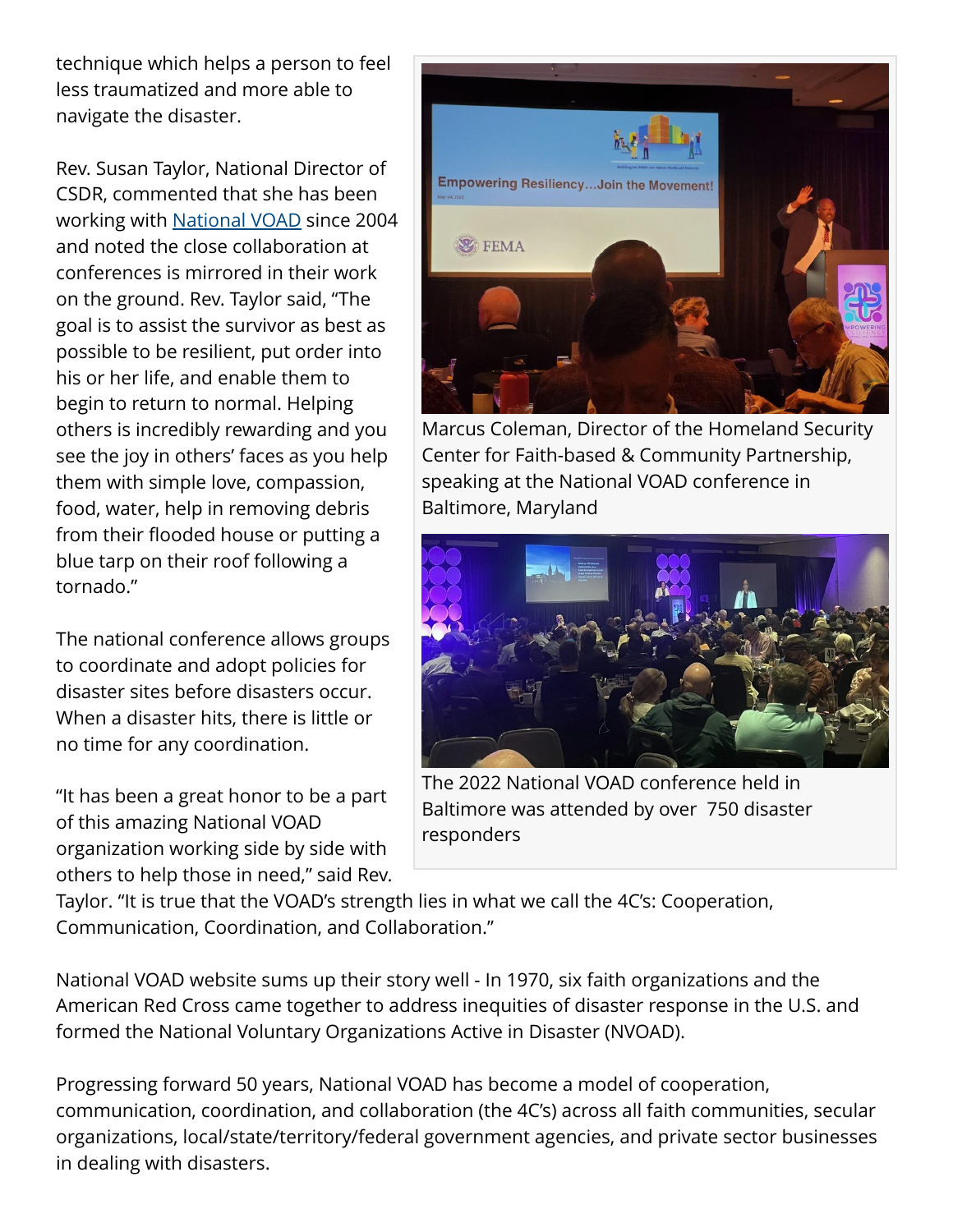technique which helps a person to feel less traumatized and more able to navigate the disaster.

Rev. Susan Taylor, National Director of CSDR, commented that she has been working with National VOAD since 2004 and noted the close collaboration at conferences is mirrored in their work on the ground. Rev. Taylor said, "The goal is to assist the survivor as best as possible to be resilient, put order into his or her life, and enable them to begin to return to normal. Helping others is incredibly rewarding and you see the joy in others' faces as you help them with simple love, compassion, food, water, help in removing debris from their flooded house or putting a blue tarp on their roof following a tornado."

Marcus Coleman, Director of the Homeland Security Center for Faith-based & Community Partnership, speaking at the National VOAD conference in Baltimore, Maryland

The 2022 National VOAD conference held in Baltimore was attended by over 750 disaster responders

The national conference allows groups to coordinate and adopt policies for disaster sites before disasters occur. When a disaster hits, there is little or no time for any coordination.

"It has been a great honor to be a part of this amazing National VOAD organization working side by side with others to help those in need," said Rev. Taylor. "It is true that the VOAD's strength lies in what we call the 4C's: Cooperation, Communication, Coordination, and Collaboration."

National VOAD website sums up their story well - In 1970, six faith organizations and the American Red Cross came together to address inequities of disaster response in the U.S. and formed the National Voluntary Organizations Active in Disaster (NVOAD).

Progressing forward 50 years, National VOAD has become a model of cooperation, communication, coordination, and collaboration (the 4C's) across all faith communities, secular organizations, local/state/territory/federal government agencies, and private sector businesses in dealing with disasters.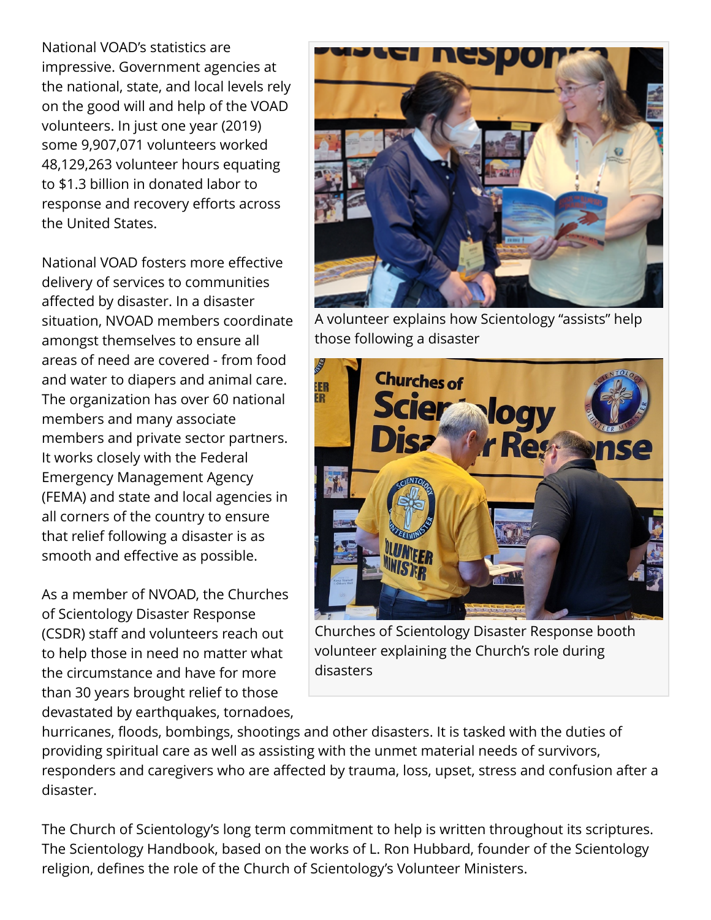National VOAD's statistics are impressive. Government agencies at the national, state, and local levels rely on the good will and help of the VOAD volunteers. In just one year (2019) some 9,907,071 volunteers worked 48,129,263 volunteer hours equating to $1.3 billion in donated labor to response and recovery efforts across the United States.

National VOAD fosters more effective delivery of services to communities affected by disaster. In a disaster situation, NVOAD members coordinate amongst themselves to ensure all areas of need are covered - from food and water to diapers and animal care. The organization has over 60 national members and many associate members and private sector partners. It works closely with the Federal Emergency Management Agency (FEMA) and state and local agencies in all corners of the country to ensure that relief following a disaster is as smooth and effective as possible.

A volunteer explains how Scientology "assists" help those following a disaster

Churches of Scientology Disaster Response booth volunteer explaining the Church's role during disasters

As a member of NVOAD, the Churches of Scientology Disaster Response (CSDR) staff and volunteers reach out to help those in need no matter what the circumstance and have for more than 30 years brought relief to those devastated by earthquakes, tornadoes, hurricanes, floods, bombings, shootings and other disasters. It is tasked with the duties of providing spiritual care as well as assisting with the unmet material needs of survivors, responders and caregivers who are affected by trauma, loss, upset, stress and confusion after a disaster.

The Church of Scientology's long term commitment to help is written throughout its scriptures. The Scientology Handbook, based on the works of L. Ron Hubbard, founder of the Scientology religion, defines the role of the Church of Scientology's Volunteer Ministers.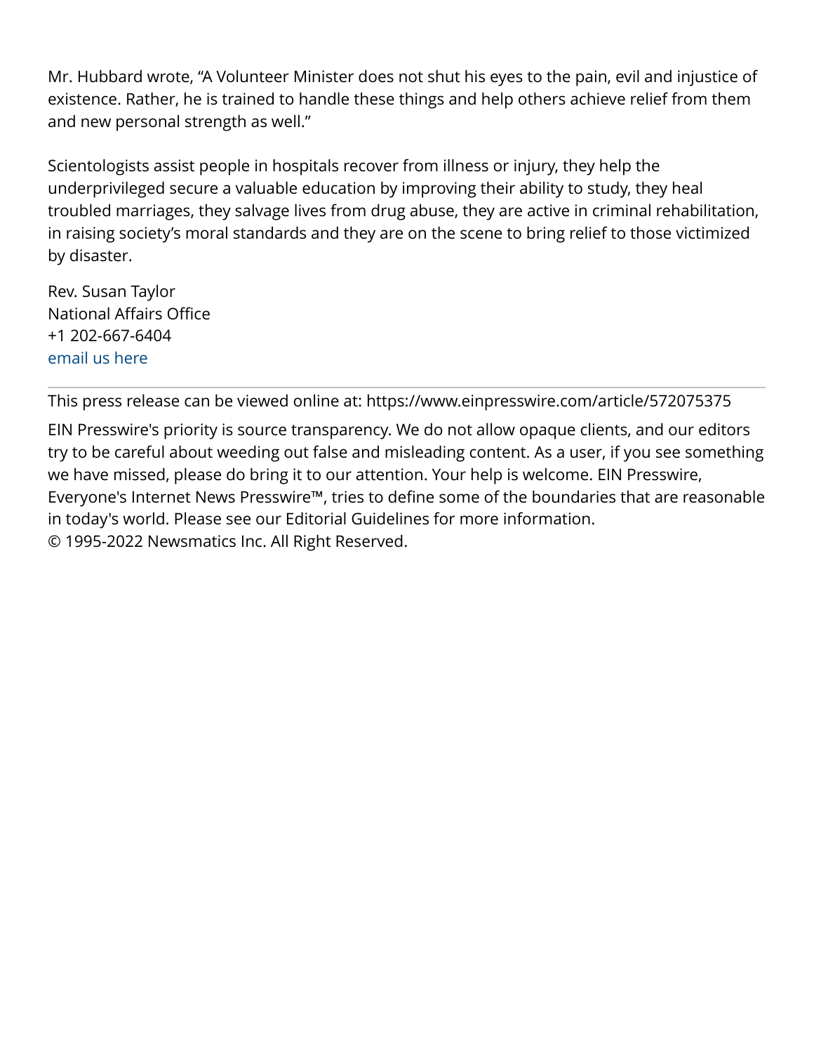Mr. Hubbard wrote, “A Volunteer Minister does not shut his eyes to the pain, evil and injustice of existence. Rather, he is trained to handle these things and help others achieve relief from them and new personal strength as well.”

Scientologists assist people in hospitals recover from illness or injury, they help the underprivileged secure a valuable education by improving their ability to study, they heal troubled marriages, they salvage lives from drug abuse, they are active in criminal rehabilitation, in raising society’s moral standards and they are on the scene to bring relief to those victimized by disaster.

Rev. Susan Taylor
National Affairs Office
+1 202-667-6404
email us here

---

This press release can be viewed online at: https://www.einpresswire.com/article/572075375

EIN Presswire's priority is source transparency. We do not allow opaque clients, and our editors try to be careful about weeding out false and misleading content. As a user, if you see something we have missed, please do bring it to our attention. Your help is welcome. EIN Presswire, Everyone's Internet News Presswire™, tries to define some of the boundaries that are reasonable in today's world. Please see our Editorial Guidelines for more information.
© 1995-2022 Newsmatics Inc. All Right Reserved.